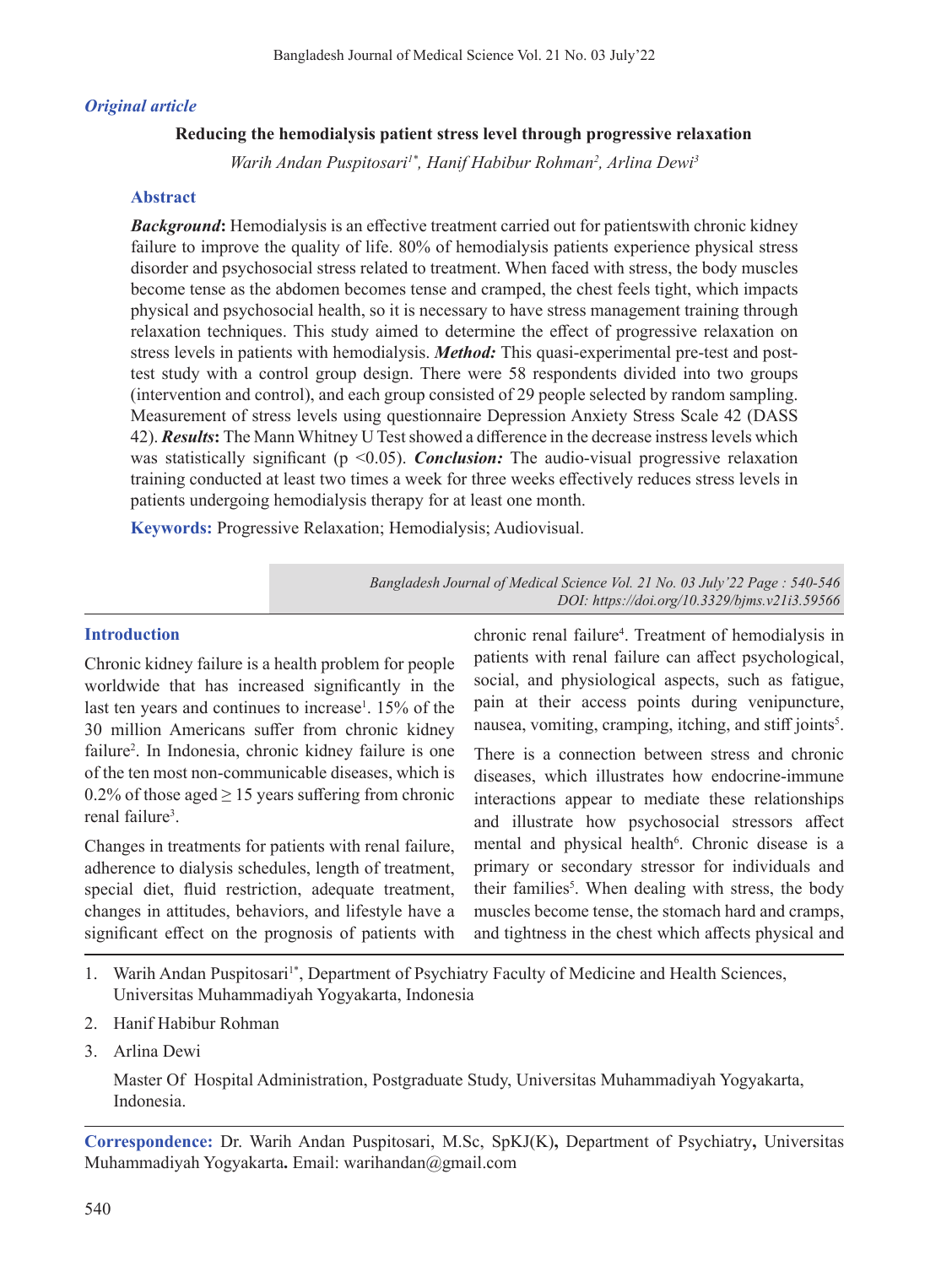*Original article*

# Reducing the hemodialysis patient stress level through progressive relaxation

*Warih Andan Puspitosari[1*], Hanif Habibur Rohman[2], Arlina Dewi[3]*

## Abstract

***Background*:** Hemodialysis is an effective treatment carried out for patientswith chronic kidney failure to improve the quality of life. 80% of hemodialysis patients experience physical stress disorder and psychosocial stress related to treatment. When faced with stress, the body muscles become tense as the abdomen becomes tense and cramped, the chest feels tight, which impacts physical and psychosocial health, so it is necessary to have stress management training through relaxation techniques. This study aimed to determine the effect of progressive relaxation on stress levels in patients with hemodialysis. ***Method:*** This quasi-experimental pre-test and post-test study with a control group design. There were 58 respondents divided into two groups (intervention and control), and each group consisted of 29 people selected by random sampling. Measurement of stress levels using questionnaire Depression Anxiety Stress Scale 42 (DASS 42). ***Results*:** The Mann Whitney U Test showed a difference in the decrease instress levels which was statistically significant ($p < 0.05$). ***Conclusion:*** The audio-visual progressive relaxation training conducted at least two times a week for three weeks effectively reduces stress levels in patients undergoing hemodialysis therapy for at least one month.

**Keywords:** Progressive Relaxation; Hemodialysis; Audiovisual.

*DOI: https://doi.org/10.3329/bjms.v21i3.59566*

## Introduction

Chronic kidney failure is a health problem for people worldwide that has increased significantly in the last ten years and continues to increase[1]. 15% of the 30 million Americans suffer from chronic kidney failure[2]. In Indonesia, chronic kidney failure is one of the ten most non-communicable diseases, which is 0.2% of those aged ≥ 15 years suffering from chronic renal failure[3].

Changes in treatments for patients with renal failure, adherence to dialysis schedules, length of treatment, special diet, fluid restriction, adequate treatment, changes in attitudes, behaviors, and lifestyle have a significant effect on the prognosis of patients with chronic renal failure[4]. Treatment of hemodialysis in patients with renal failure can affect psychological, social, and physiological aspects, such as fatigue, pain at their access points during venipuncture, nausea, vomiting, cramping, itching, and stiff joints[5].

There is a connection between stress and chronic diseases, which illustrates how endocrine-immune interactions appear to mediate these relationships and illustrate how psychosocial stressors affect mental and physical health[6]. Chronic disease is a primary or secondary stressor for individuals and their families[5]. When dealing with stress, the body muscles become tense, the stomach hard and cramps, and tightness in the chest which affects physical and

1. Warih Andan Puspitosari[1*], Department of Psychiatry Faculty of Medicine and Health Sciences, Universitas Muhammadiyah Yogyakarta, Indonesia
2. Hanif Habibur Rohman
3. Arlina Dewi

   Master Of Hospital Administration, Postgraduate Study, Universitas Muhammadiyah Yogyakarta, Indonesia.

**Correspondence:** Dr. Warih Andan Puspitosari, M.Sc, SpKJ(K), Department of Psychiatry, Universitas Muhammadiyah Yogyakarta. Email: warihandan@gmail.com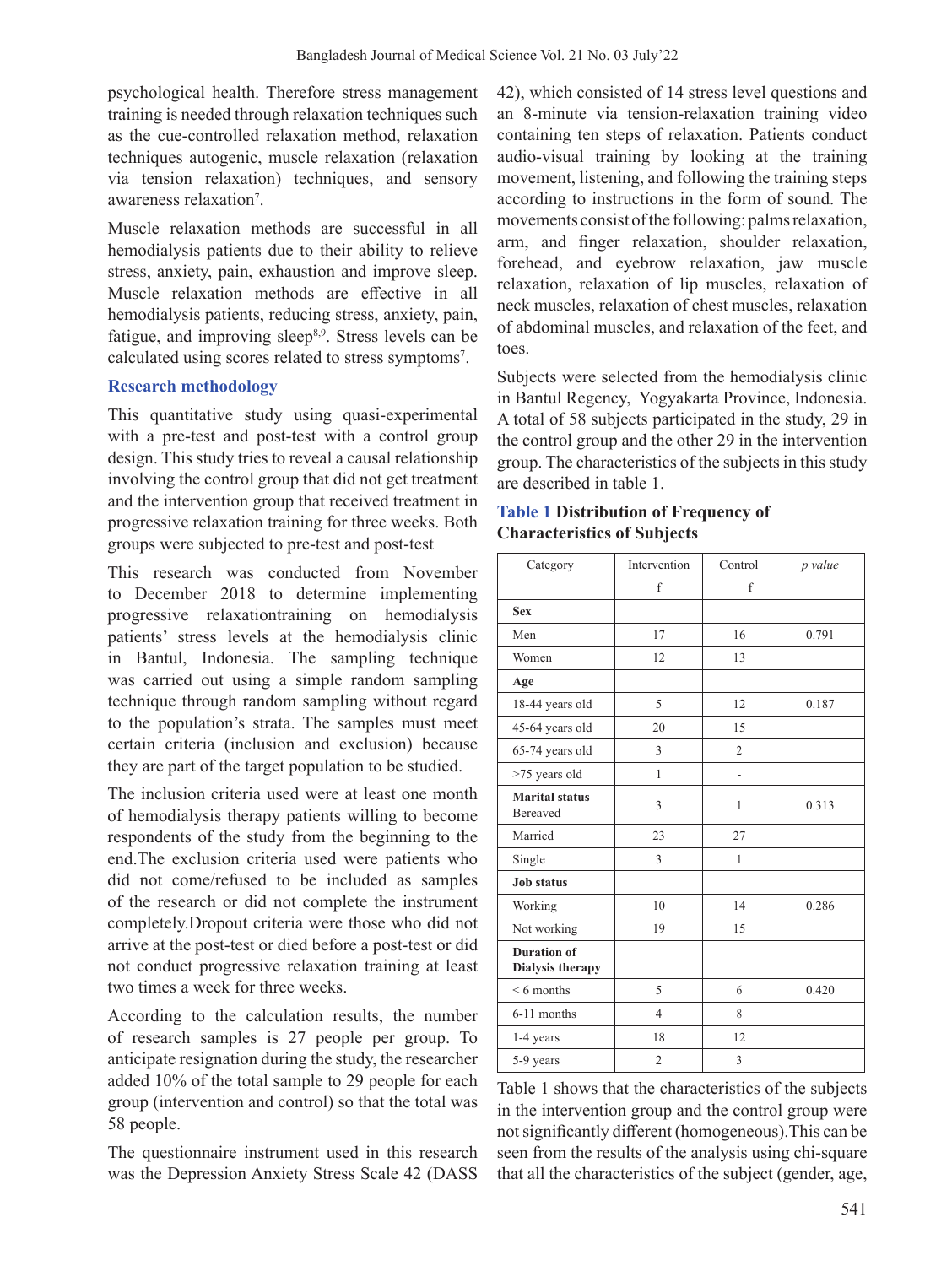psychological health. Therefore stress management training is needed through relaxation techniques such as the cue-controlled relaxation method, relaxation techniques autogenic, muscle relaxation (relaxation via tension relaxation) techniques, and sensory awareness relaxation[7].

Muscle relaxation methods are successful in all hemodialysis patients due to their ability to relieve stress, anxiety, pain, exhaustion and improve sleep. Muscle relaxation methods are effective in all hemodialysis patients, reducing stress, anxiety, pain, fatigue, and improving sleep[8,9]. Stress levels can be calculated using scores related to stress symptoms[7].

## Research methodology

This quantitative study using quasi-experimental with a pre-test and post-test with a control group design. This study tries to reveal a causal relationship involving the control group that did not get treatment and the intervention group that received treatment in progressive relaxation training for three weeks. Both groups were subjected to pre-test and post-test

This research was conducted from November to December 2018 to determine implementing progressive relaxationtraining on hemodialysis patients' stress levels at the hemodialysis clinic in Bantul, Indonesia. The sampling technique was carried out using a simple random sampling technique through random sampling without regard to the population's strata. The samples must meet certain criteria (inclusion and exclusion) because they are part of the target population to be studied.

The inclusion criteria used were at least one month of hemodialysis therapy patients willing to become respondents of the study from the beginning to the end.The exclusion criteria used were patients who did not come/refused to be included as samples of the research or did not complete the instrument completely.Dropout criteria were those who did not arrive at the post-test or died before a post-test or did not conduct progressive relaxation training at least two times a week for three weeks.

According to the calculation results, the number of research samples is 27 people per group. To anticipate resignation during the study, the researcher added 10% of the total sample to 29 people for each group (intervention and control) so that the total was 58 people.

The questionnaire instrument used in this research was the Depression Anxiety Stress Scale 42 (DASS 42), which consisted of 14 stress level questions and an 8-minute via tension-relaxation training video containing ten steps of relaxation. Patients conduct audio-visual training by looking at the training movement, listening, and following the training steps according to instructions in the form of sound. The movements consist of the following: palms relaxation, arm, and finger relaxation, shoulder relaxation, forehead, and eyebrow relaxation, jaw muscle relaxation, relaxation of lip muscles, relaxation of neck muscles, relaxation of chest muscles, relaxation of abdominal muscles, and relaxation of the feet, and toes.

Subjects were selected from the hemodialysis clinic in Bantul Regency, Yogyakarta Province, Indonesia. A total of 58 subjects participated in the study, 29 in the control group and the other 29 in the intervention group. The characteristics of the subjects in this study are described in table 1.

**Table 1 Distribution of Frequency of Characteristics of Subjects**

| Category | Intervention | Control | *p value* |
|---|---|---|---|
| | f | f | |
| **Sex** | | | |
| Men | 17 | 16 | 0.791 |
| Women | 12 | 13 | |
| **Age** | | | |
| 18-44 years old | 5 | 12 | 0.187 |
| 45-64 years old | 20 | 15 | |
| 65-74 years old | 3 | 2 | |
| >75 years old | 1 | - | |
| **Marital status** Bereaved | 3 | 1 | 0.313 |
| Married | 23 | 27 | |
| Single | 3 | 1 | |
| **Job status** | | | |
| Working | 10 | 14 | 0.286 |
| Not working | 19 | 15 | |
| **Duration of Dialysis therapy** | | | |
| < 6 months | 5 | 6 | 0.420 |
| 6-11 months | 4 | 8 | |
| 1-4 years | 18 | 12 | |
| 5-9 years | 2 | 3 | |

Table 1 shows that the characteristics of the subjects in the intervention group and the control group were not significantly different (homogeneous).This can be seen from the results of the analysis using chi-square that all the characteristics of the subject (gender, age,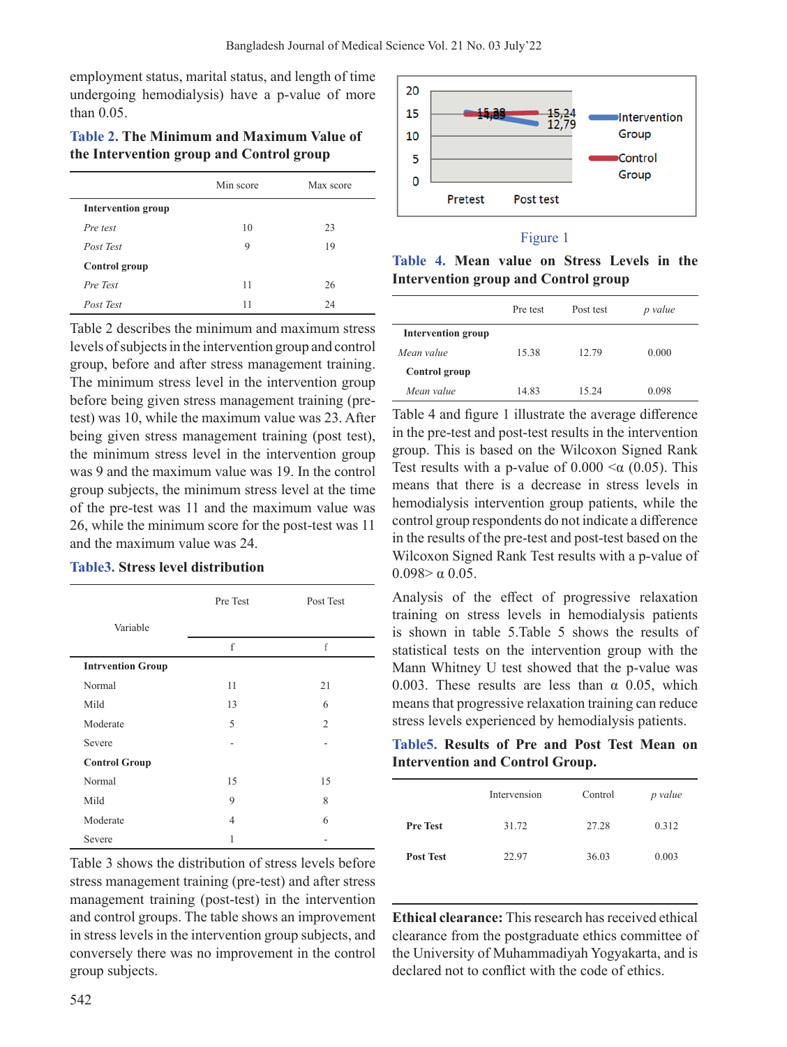employment status, marital status, and length of time undergoing hemodialysis) have a p-value of more than 0.05.

**Table 2. The Minimum and Maximum Value of the Intervention group and Control group**

| | Min score | Max score |
|---|---|---|
| **Intervention group** | | |
| *Pre test* | 10 | 23 |
| *Post Test* | 9 | 19 |
| **Control group** | | |
| *Pre Test* | 11 | 26 |
| *Post Test* | 11 | 24 |

Table 2 describes the minimum and maximum stress levels of subjects in the intervention group and control group, before and after stress management training. The minimum stress level in the intervention group before being given stress management training (pre-test) was 10, while the maximum value was 23. After being given stress management training (post test), the minimum stress level in the intervention group was 9 and the maximum value was 19. In the control group subjects, the minimum stress level at the time of the pre-test was 11 and the maximum value was 26, while the minimum score for the post-test was 11 and the maximum value was 24.

**Table3. Stress level distribution**

| Variable | Pre Test | Post Test |
|---|---|---|
| | f | f |
| **Intrvention Group** | | |
| Normal | 11 | 21 |
| Mild | 13 | 6 |
| Moderate | 5 | 2 |
| Severe | - | - |
| **Control Group** | | |
| Normal | 15 | 15 |
| Mild | 9 | 8 |
| Moderate | 4 | 6 |
| Severe | 1 | - |

Table 3 shows the distribution of stress levels before stress management training (pre-test) and after stress management training (post-test) in the intervention and control groups. The table shows an improvement in stress levels in the intervention group subjects, and conversely there was no improvement in the control group subjects.

20
15
10
5
0
15,38
14,83
15,24
12,79
Pretest
Post test
Intervention Group
Control Group

Figure 1

**Table 4. Mean value on Stress Levels in the Intervention group and Control group**

| | Pre test | Post test | *p value* |
|---|---|---|---|
| **Intervention group** | | | |
| *Mean value* | 15.38 | 12.79 | 0.000 |
| **Control group** | | | |
| *Mean value* | 14.83 | 15.24 | 0.098 |

Table 4 and figure 1 illustrate the average difference in the pre-test and post-test results in the intervention group. This is based on the Wilcoxon Signed Rank Test results with a p-value of 0.000 <α (0.05). This means that there is a decrease in stress levels in hemodialysis intervention group patients, while the control group respondents do not indicate a difference in the results of the pre-test and post-test based on the Wilcoxon Signed Rank Test results with a p-value of 0.098> α 0.05.

Analysis of the effect of progressive relaxation training on stress levels in hemodialysis patients is shown in table 5.Table 5 shows the results of statistical tests on the intervention group with the Mann Whitney U test showed that the p-value was 0.003. These results are less than α 0.05, which means that progressive relaxation training can reduce stress levels experienced by hemodialysis patients.

**Table5. Results of Pre and Post Test Mean on Intervention and Control Group.**

| | Intervension | Control | *p value* |
|---|---|---|---|
| **Pre Test** | 31.72 | 27.28 | 0.312 |
| **Post Test** | 22.97 | 36.03 | 0.003 |

**Ethical clearance:** This research has received ethical clearance from the postgraduate ethics committee of the University of Muhammadiyah Yogyakarta, and is declared not to conflict with the code of ethics.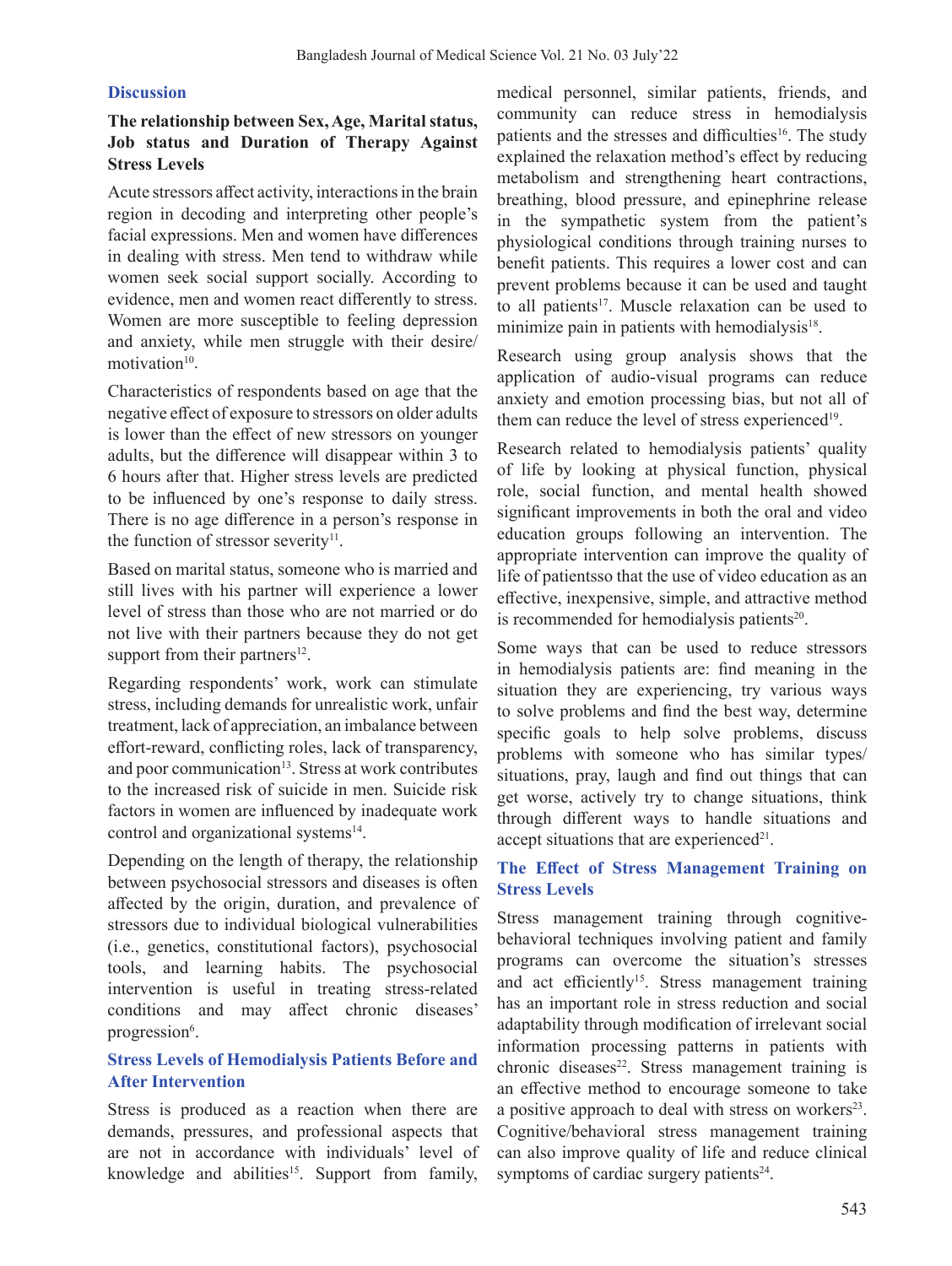## Discussion

### The relationship between Sex, Age, Marital status, Job status and Duration of Therapy Against Stress Levels

Acute stressors affect activity, interactions in the brain region in decoding and interpreting other people's facial expressions. Men and women have differences in dealing with stress. Men tend to withdraw while women seek social support socially. According to evidence, men and women react differently to stress. Women are more susceptible to feeling depression and anxiety, while men struggle with their desire/motivation[10].

Characteristics of respondents based on age that the negative effect of exposure to stressors on older adults is lower than the effect of new stressors on younger adults, but the difference will disappear within 3 to 6 hours after that. Higher stress levels are predicted to be influenced by one's response to daily stress. There is no age difference in a person's response in the function of stressor severity[11].

Based on marital status, someone who is married and still lives with his partner will experience a lower level of stress than those who are not married or do not live with their partners because they do not get support from their partners[12].

Regarding respondents' work, work can stimulate stress, including demands for unrealistic work, unfair treatment, lack of appreciation, an imbalance between effort-reward, conflicting roles, lack of transparency, and poor communication[13]. Stress at work contributes to the increased risk of suicide in men. Suicide risk factors in women are influenced by inadequate work control and organizational systems[14].

Depending on the length of therapy, the relationship between psychosocial stressors and diseases is often affected by the origin, duration, and prevalence of stressors due to individual biological vulnerabilities (i.e., genetics, constitutional factors), psychosocial tools, and learning habits. The psychosocial intervention is useful in treating stress-related conditions and may affect chronic diseases' progression[6].

### Stress Levels of Hemodialysis Patients Before and After Intervention

Stress is produced as a reaction when there are demands, pressures, and professional aspects that are not in accordance with individuals' level of knowledge and abilities[15]. Support from family, medical personnel, similar patients, friends, and community can reduce stress in hemodialysis patients and the stresses and difficulties[16]. The study explained the relaxation method's effect by reducing metabolism and strengthening heart contractions, breathing, blood pressure, and epinephrine release in the sympathetic system from the patient's physiological conditions through training nurses to benefit patients. This requires a lower cost and can prevent problems because it can be used and taught to all patients[17]. Muscle relaxation can be used to minimize pain in patients with hemodialysis[18].

Research using group analysis shows that the application of audio-visual programs can reduce anxiety and emotion processing bias, but not all of them can reduce the level of stress experienced[19].

Research related to hemodialysis patients' quality of life by looking at physical function, physical role, social function, and mental health showed significant improvements in both the oral and video education groups following an intervention. The appropriate intervention can improve the quality of life of patientsso that the use of video education as an effective, inexpensive, simple, and attractive method is recommended for hemodialysis patients[20].

Some ways that can be used to reduce stressors in hemodialysis patients are: find meaning in the situation they are experiencing, try various ways to solve problems and find the best way, determine specific goals to help solve problems, discuss problems with someone who has similar types/situations, pray, laugh and find out things that can get worse, actively try to change situations, think through different ways to handle situations and accept situations that are experienced[21].

### The Effect of Stress Management Training on Stress Levels

Stress management training through cognitive-behavioral techniques involving patient and family programs can overcome the situation's stresses and act efficiently[15]. Stress management training has an important role in stress reduction and social adaptability through modification of irrelevant social information processing patterns in patients with chronic diseases[22]. Stress management training is an effective method to encourage someone to take a positive approach to deal with stress on workers[23]. Cognitive/behavioral stress management training can also improve quality of life and reduce clinical symptoms of cardiac surgery patients[24].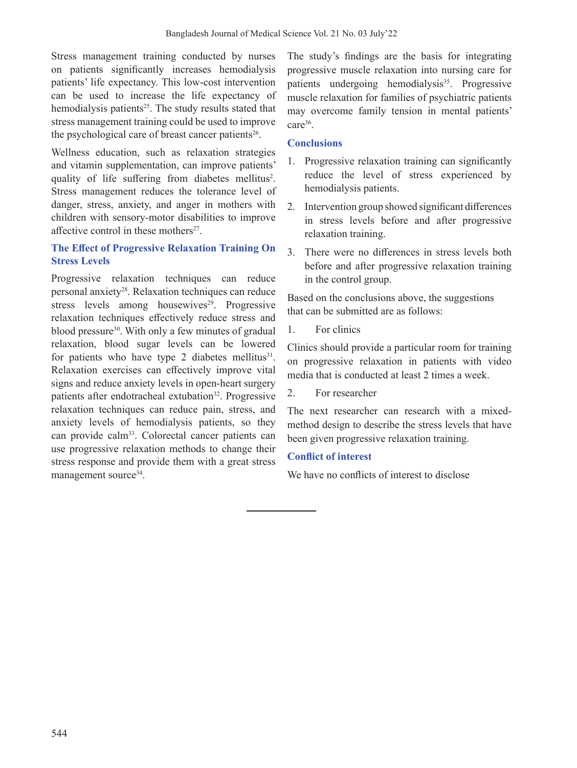Stress management training conducted by nurses on patients significantly increases hemodialysis patients' life expectancy. This low-cost intervention can be used to increase the life expectancy of hemodialysis patients[25]. The study results stated that stress management training could be used to improve the psychological care of breast cancer patients[26].

Wellness education, such as relaxation strategies and vitamin supplementation, can improve patients' quality of life suffering from diabetes mellitus[2]. Stress management reduces the tolerance level of danger, stress, anxiety, and anger in mothers with children with sensory-motor disabilities to improve affective control in these mothers[27].

## The Effect of Progressive Relaxation Training On Stress Levels

Progressive relaxation techniques can reduce personal anxiety[28]. Relaxation techniques can reduce stress levels among housewives[29]. Progressive relaxation techniques effectively reduce stress and blood pressure[30]. With only a few minutes of gradual relaxation, blood sugar levels can be lowered for patients who have type 2 diabetes mellitus[31]. Relaxation exercises can effectively improve vital signs and reduce anxiety levels in open-heart surgery patients after endotracheal extubation[32]. Progressive relaxation techniques can reduce pain, stress, and anxiety levels of hemodialysis patients, so they can provide calm[33]. Colorectal cancer patients can use progressive relaxation methods to change their stress response and provide them with a great stress management source[34].

The study's findings are the basis for integrating progressive muscle relaxation into nursing care for patients undergoing hemodialysis[35]. Progressive muscle relaxation for families of psychiatric patients may overcome family tension in mental patients' care[36].

## Conclusions

1. Progressive relaxation training can significantly reduce the level of stress experienced by hemodialysis patients.
2. Intervention group showed significant differences in stress levels before and after progressive relaxation training.
3. There were no differences in stress levels both before and after progressive relaxation training in the control group.

Based on the conclusions above, the suggestions that can be submitted are as follows:

1. For clinics

Clinics should provide a particular room for training on progressive relaxation in patients with video media that is conducted at least 2 times a week.

2. For researcher

The next researcher can research with a mixed-method design to describe the stress levels that have been given progressive relaxation training.

## Conflict of interest

We have no conflicts of interest to disclose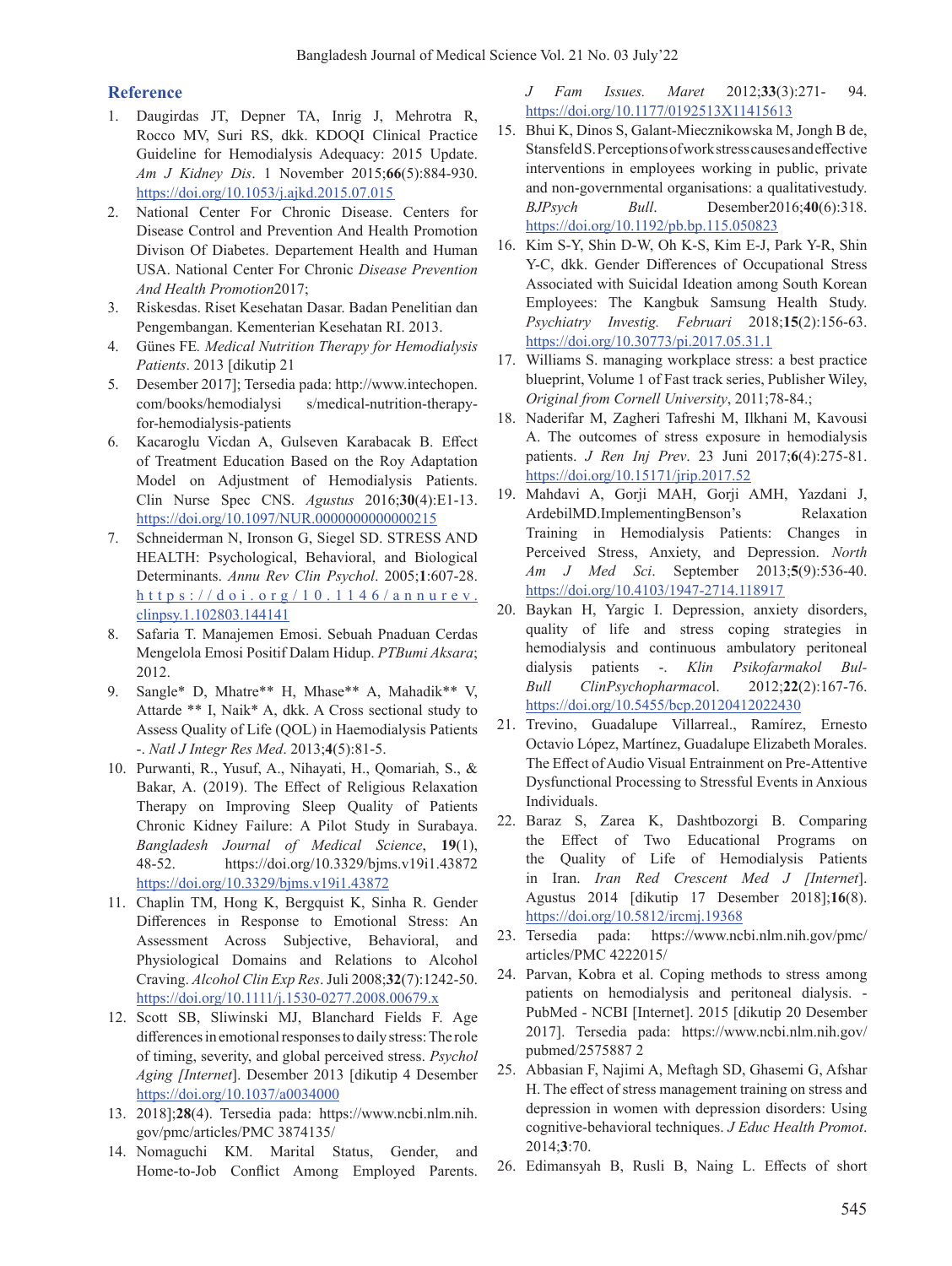## Reference

1. Daugirdas JT, Depner TA, Inrig J, Mehrotra R, Rocco MV, Suri RS, dkk. KDOQI Clinical Practice Guideline for Hemodialysis Adequacy: 2015 Update. *Am J Kidney Dis*. 1 November 2015;**66**(5):884-930. https://doi.org/10.1053/j.ajkd.2015.07.015
2. National Center For Chronic Disease. Centers for Disease Control and Prevention And Health Promotion Divison Of Diabetes. Departement Health and Human USA. National Center For Chronic *Disease Prevention And Health Promotion*2017;
3. Riskesdas. Riset Kesehatan Dasar. Badan Penelitian dan Pengembangan. Kementerian Kesehatan RI. 2013.
4. Günes FE. *Medical Nutrition Therapy for Hemodialysis Patients*. 2013 [dikutip 21
5. Desember 2017]; Tersedia pada: http://www.intechopen.com/books/hemodialysi s/medical-nutrition-therapy-for-hemodialysis-patients
6. Kacaroglu Vicdan A, Gulseven Karabacak B. Effect of Treatment Education Based on the Roy Adaptation Model on Adjustment of Hemodialysis Patients. Clin Nurse Spec CNS. *Agustus* 2016;**30**(4):E1-13. https://doi.org/10.1097/NUR.0000000000000215
7. Schneiderman N, Ironson G, Siegel SD. STRESS AND HEALTH: Psychological, Behavioral, and Biological Determinants. *Annu Rev Clin Psychol*. 2005;**1**:607-28. https://doi.org/10.1146/annurev.clinpsy.1.102803.144141
8. Safaria T. Manajemen Emosi. Sebuah Pnaduan Cerdas Mengelola Emosi Positif Dalam Hidup. *PTBumi Aksara*; 2012.
9. Sangle* D, Mhatre** H, Mhase** A, Mahadik** V, Attarde ** I, Naik* A, dkk. A Cross sectional study to Assess Quality of Life (QOL) in Haemodialysis Patients -. *Natl J Integr Res Med*. 2013;**4**(5):81-5.
10. Purwanti, R., Yusuf, A., Nihayati, H., Qomariah, S., & Bakar, A. (2019). The Effect of Religious Relaxation Therapy on Improving Sleep Quality of Patients Chronic Kidney Failure: A Pilot Study in Surabaya. *Bangladesh Journal of Medical Science*, **19**(1), 48-52. https://doi.org/10.3329/bjms.v19i1.43872 https://doi.org/10.3329/bjms.v19i1.43872
11. Chaplin TM, Hong K, Bergquist K, Sinha R. Gender Differences in Response to Emotional Stress: An Assessment Across Subjective, Behavioral, and Physiological Domains and Relations to Alcohol Craving. *Alcohol Clin Exp Res*. Juli 2008;**32**(7):1242-50. https://doi.org/10.1111/j.1530-0277.2008.00679.x
12. Scott SB, Sliwinski MJ, Blanchard Fields F. Age differences in emotional responses to daily stress: The role of timing, severity, and global perceived stress. *Psychol Aging [Internet]*. Desember 2013 [dikutip 4 Desember https://doi.org/10.1037/a0034000
13. 2018];**28**(4). Tersedia pada: https://www.ncbi.nlm.nih.gov/pmc/articles/PMC 3874135/
14. Nomaguchi KM. Marital Status, Gender, and Home-to-Job Conflict Among Employed Parents. *J Fam Issues. Maret* 2012;**33**(3):271- 94. https://doi.org/10.1177/0192513X11415613
15. Bhui K, Dinos S, Galant-Miecznikowska M, Jongh B de, Stansfeld S. Perceptions of work stress causes and effective interventions in employees working in public, private and non-governmental organisations: a qualitativestudy. *BJPsych Bull*. Desember2016;**40**(6):318. https://doi.org/10.1192/pb.bp.115.050823
16. Kim S-Y, Shin D-W, Oh K-S, Kim E-J, Park Y-R, Shin Y-C, dkk. Gender Differences of Occupational Stress Associated with Suicidal Ideation among South Korean Employees: The Kangbuk Samsung Health Study. *Psychiatry Investig. Februari* 2018;**15**(2):156-63. https://doi.org/10.30773/pi.2017.05.31.1
17. Williams S. managing workplace stress: a best practice blueprint, Volume 1 of Fast track series, Publisher Wiley, *Original from Cornell University*, 2011;78-84.;
18. Naderifar M, Zagheri Tafreshi M, Ilkhani M, Kavousi A. The outcomes of stress exposure in hemodialysis patients. *J Ren Inj Prev*. 23 Juni 2017;**6**(4):275-81. https://doi.org/10.15171/jrip.2017.52
19. Mahdavi A, Gorji MAH, Gorji AMH, Yazdani J, ArdebilMD.ImplementingBenson's Relaxation Training in Hemodialysis Patients: Changes in Perceived Stress, Anxiety, and Depression. *North Am J Med Sci*. September 2013;**5**(9):536-40. https://doi.org/10.4103/1947-2714.118917
20. Baykan H, Yargic I. Depression, anxiety disorders, quality of life and stress coping strategies in hemodialysis and continuous ambulatory peritoneal dialysis patients -. *Klin Psikofarmakol Bul-Bull ClinPsychopharmaco*l. 2012;**22**(2):167-76. https://doi.org/10.5455/bcp.20120412022430
21. Trevino, Guadalupe Villarreal., Ramírez, Ernesto Octavio López, Martínez, Guadalupe Elizabeth Morales. The Effect of Audio Visual Entrainment on Pre-Attentive Dysfunctional Processing to Stressful Events in Anxious Individuals.
22. Baraz S, Zarea K, Dashtbozorgi B. Comparing the Effect of Two Educational Programs on the Quality of Life of Hemodialysis Patients in Iran. *Iran Red Crescent Med J [Internet]*. Agustus 2014 [dikutip 17 Desember 2018];**16**(8). https://doi.org/10.5812/ircmj.19368
23. Tersedia pada: https://www.ncbi.nlm.nih.gov/pmc/articles/PMC 4222015/
24. Parvan, Kobra et al. Coping methods to stress among patients on hemodialysis and peritoneal dialysis. - PubMed - NCBI [Internet]. 2015 [dikutip 20 Desember 2017]. Tersedia pada: https://www.ncbi.nlm.nih.gov/pubmed/2575887 2
25. Abbasian F, Najimi A, Meftagh SD, Ghasemi G, Afshar H. The effect of stress management training on stress and depression in women with depression disorders: Using cognitive-behavioral techniques. *J Educ Health Promot*. 2014;**3**:70.
26. Edimansyah B, Rusli B, Naing L. Effects of short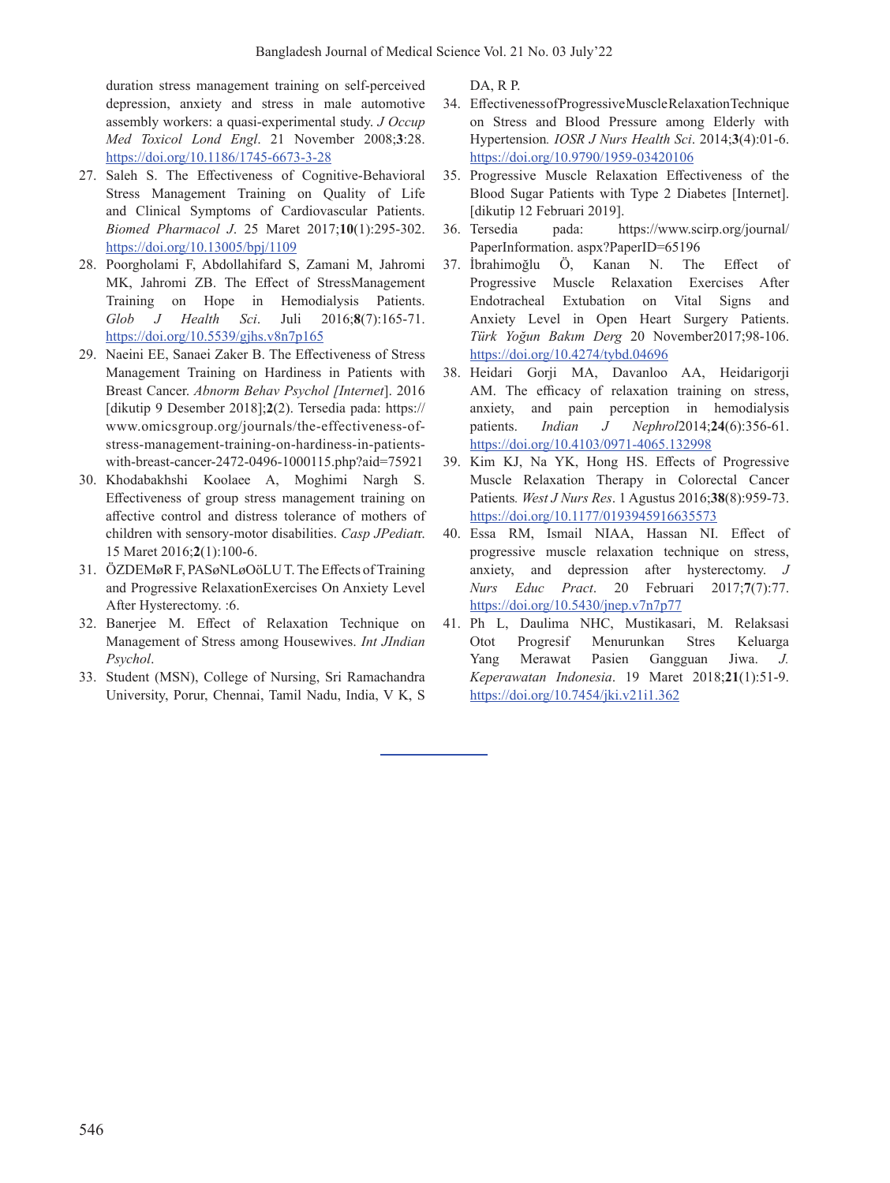duration stress management training on self-perceived depression, anxiety and stress in male automotive assembly workers: a quasi-experimental study. *J Occup Med Toxicol Lond Engl*. 21 November 2008;**3**:28. https://doi.org/10.1186/1745-6673-3-28

27. Saleh S. The Effectiveness of Cognitive-Behavioral Stress Management Training on Quality of Life and Clinical Symptoms of Cardiovascular Patients. *Biomed Pharmacol J*. 25 Maret 2017;**10**(1):295-302. https://doi.org/10.13005/bpj/1109
28. Poorgholami F, Abdollahifard S, Zamani M, Jahromi MK, Jahromi ZB. The Effect of StressManagement Training on Hope in Hemodialysis Patients. *Glob J Health Sci*. Juli 2016;**8**(7):165-71. https://doi.org/10.5539/gjhs.v8n7p165
29. Naeini EE, Sanaei Zaker B. The Effectiveness of Stress Management Training on Hardiness in Patients with Breast Cancer. *Abnorm Behav Psychol [Internet]*. 2016 [dikutip 9 Desember 2018];**2**(2). Tersedia pada: https://www.omicsgroup.org/journals/the-effectiveness-of-stress-management-training-on-hardiness-in-patients-with-breast-cancer-2472-0496-1000115.php?aid=75921
30. Khodabakhshi Koolaee A, Moghimi Nargh S. Effectiveness of group stress management training on affective control and distress tolerance of mothers of children with sensory-motor disabilities. *Casp JPediatr*. 15 Maret 2016;**2**(1):100-6.
31. ÖZDEMøR F, PASøNLøOöLU T. The Effects of Training and Progressive RelaxationExercises On Anxiety Level After Hysterectomy. :6.
32. Banerjee M. Effect of Relaxation Technique on Management of Stress among Housewives. *Int JIndian Psychol*.
33. Student (MSN), College of Nursing, Sri Ramachandra University, Porur, Chennai, Tamil Nadu, India, V K, S DA, R P.
34. EffectivenessofProgressiveMuscleRelaxationTechnique on Stress and Blood Pressure among Elderly with Hypertension. *IOSR J Nurs Health Sci*. 2014;**3**(4):01-6. https://doi.org/10.9790/1959-03420106
35. Progressive Muscle Relaxation Effectiveness of the Blood Sugar Patients with Type 2 Diabetes [Internet]. [dikutip 12 Februari 2019].
36. Tersedia pada: https://www.scirp.org/journal/PaperInformation. aspx?PaperID=65196
37. İbrahimoğlu Ö, Kanan N. The Effect of Progressive Muscle Relaxation Exercises After Endotracheal Extubation on Vital Signs and Anxiety Level in Open Heart Surgery Patients. *Türk Yoğun Bakım Derg* 20 November2017;98-106. https://doi.org/10.4274/tybd.04696
38. Heidari Gorji MA, Davanloo AA, Heidarigorji AM. The efficacy of relaxation training on stress, anxiety, and pain perception in hemodialysis patients. *Indian J Nephrol*2014;**24**(6):356-61. https://doi.org/10.4103/0971-4065.132998
39. Kim KJ, Na YK, Hong HS. Effects of Progressive Muscle Relaxation Therapy in Colorectal Cancer Patients. *West J Nurs Res*. 1 Agustus 2016;**38**(8):959-73. https://doi.org/10.1177/0193945916635573
40. Essa RM, Ismail NIAA, Hassan NI. Effect of progressive muscle relaxation technique on stress, anxiety, and depression after hysterectomy. *J Nurs Educ Pract*. 20 Februari 2017;**7**(7):77. https://doi.org/10.5430/jnep.v7n7p77
41. Ph L, Daulima NHC, Mustikasari, M. Relaksasi Otot Progresif Menurunkan Stres Keluarga Yang Merawat Pasien Gangguan Jiwa. *J. Keperawatan Indonesia*. 19 Maret 2018;**21**(1):51-9. https://doi.org/10.7454/jki.v21i1.362